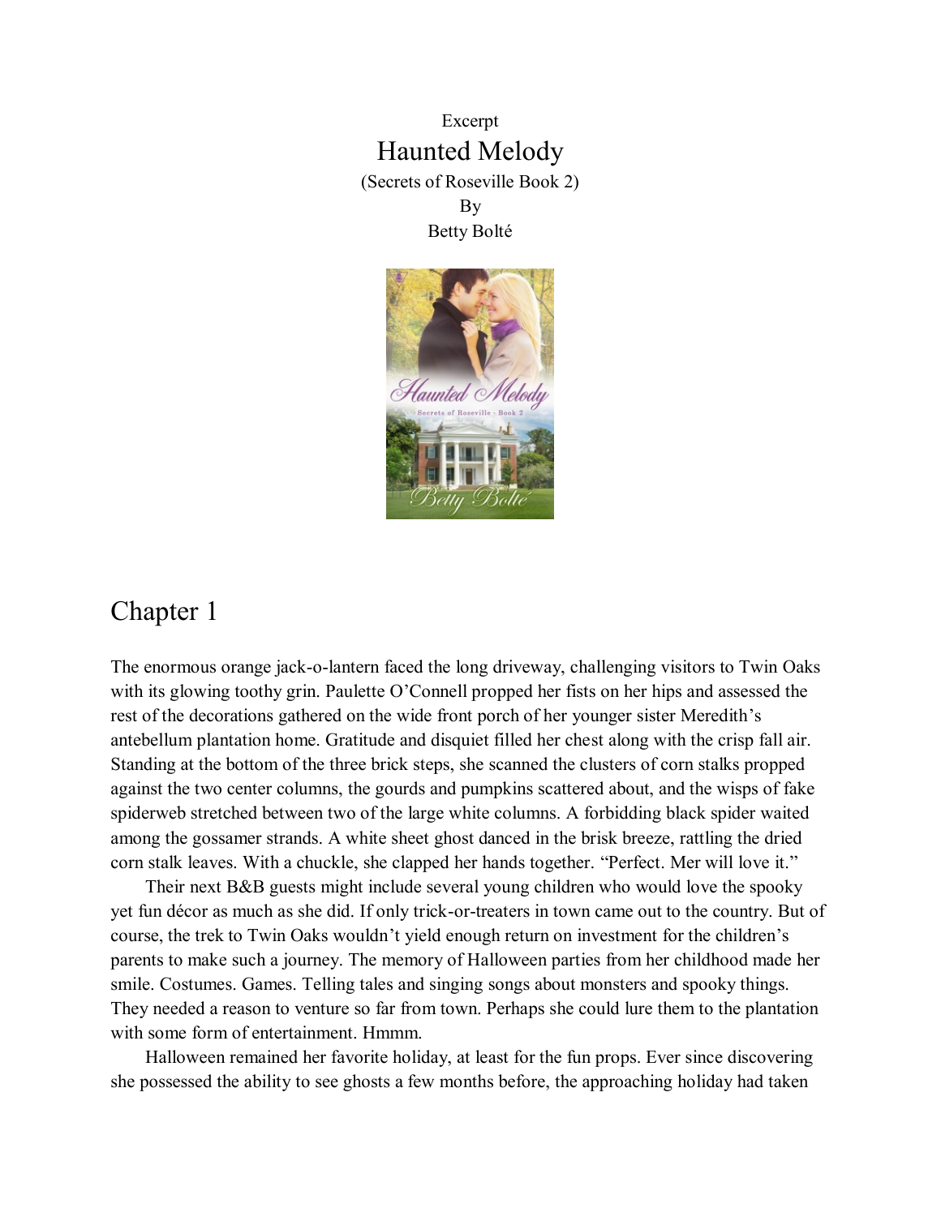Excerpt

# Haunted Melody

(Secrets of Roseville Book 2)

By

Betty Bolté

## Chapter 1

The enormous orange jack-o-lantern faced the long driveway, challenging visitors to Twin Oaks with its glowing toothy grin. Paulette O'Connell propped her fists on her hips and assessed the rest of the decorations gathered on the wide front porch of her younger sister Meredith's antebellum plantation home. Gratitude and disquiet filled her chest along with the crisp fall air. Standing at the bottom of the three brick steps, she scanned the clusters of corn stalks propped against the two center columns, the gourds and pumpkins scattered about, and the wisps of fake spiderweb stretched between two of the large white columns. A forbidding black spider waited among the gossamer strands. A white sheet ghost danced in the brisk breeze, rattling the dried corn stalk leaves. With a chuckle, she clapped her hands together. "Perfect. Mer will love it."

Their next B&B guests might include several young children who would love the spooky yet fun décor as much as she did. If only trick-or-treaters in town came out to the country. But of course, the trek to Twin Oaks wouldn't yield enough return on investment for the children's parents to make such a journey. The memory of Halloween parties from her childhood made her smile. Costumes. Games. Telling tales and singing songs about monsters and spooky things. They needed a reason to venture so far from town. Perhaps she could lure them to the plantation with some form of entertainment. Hmmm.

Halloween remained her favorite holiday, at least for the fun props. Ever since discovering she possessed the ability to see ghosts a few months before, the approaching holiday had taken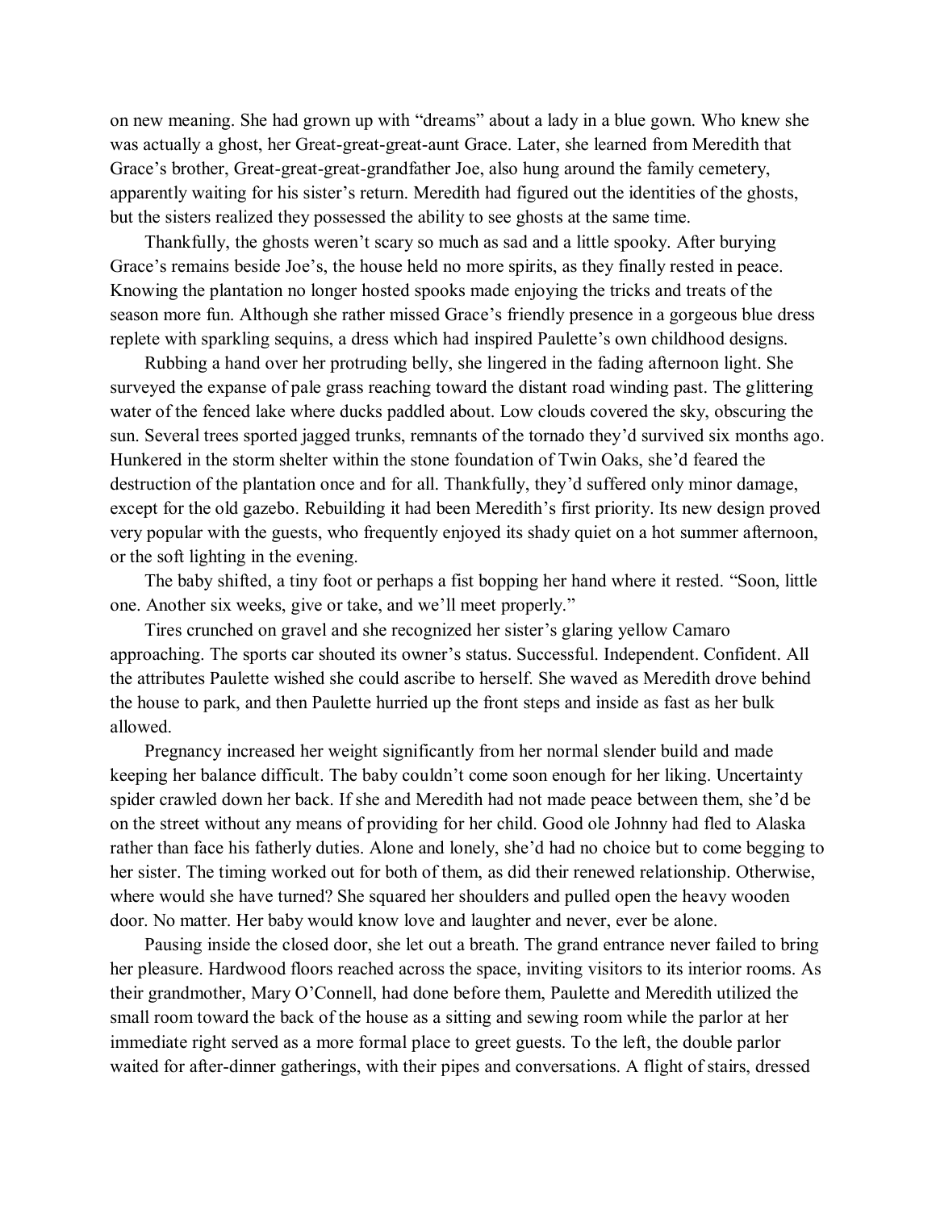on new meaning. She had grown up with "dreams" about a lady in a blue gown. Who knew she was actually a ghost, her Great-great-great-aunt Grace. Later, she learned from Meredith that Grace's brother, Great-great-great-grandfather Joe, also hung around the family cemetery, apparently waiting for his sister's return. Meredith had figured out the identities of the ghosts, but the sisters realized they possessed the ability to see ghosts at the same time.

Thankfully, the ghosts weren't scary so much as sad and a little spooky. After burying Grace's remains beside Joe's, the house held no more spirits, as they finally rested in peace. Knowing the plantation no longer hosted spooks made enjoying the tricks and treats of the season more fun. Although she rather missed Grace's friendly presence in a gorgeous blue dress replete with sparkling sequins, a dress which had inspired Paulette's own childhood designs.

Rubbing a hand over her protruding belly, she lingered in the fading afternoon light. She surveyed the expanse of pale grass reaching toward the distant road winding past. The glittering water of the fenced lake where ducks paddled about. Low clouds covered the sky, obscuring the sun. Several trees sported jagged trunks, remnants of the tornado they'd survived six months ago. Hunkered in the storm shelter within the stone foundation of Twin Oaks, she'd feared the destruction of the plantation once and for all. Thankfully, they'd suffered only minor damage, except for the old gazebo. Rebuilding it had been Meredith's first priority. Its new design proved very popular with the guests, who frequently enjoyed its shady quiet on a hot summer afternoon, or the soft lighting in the evening.

The baby shifted, a tiny foot or perhaps a fist bopping her hand where it rested. "Soon, little one. Another six weeks, give or take, and we'll meet properly."

Tires crunched on gravel and she recognized her sister's glaring yellow Camaro approaching. The sports car shouted its owner's status. Successful. Independent. Confident. All the attributes Paulette wished she could ascribe to herself. She waved as Meredith drove behind the house to park, and then Paulette hurried up the front steps and inside as fast as her bulk allowed.

Pregnancy increased her weight significantly from her normal slender build and made keeping her balance difficult. The baby couldn't come soon enough for her liking. Uncertainty spider crawled down her back. If she and Meredith had not made peace between them, she'd be on the street without any means of providing for her child. Good ole Johnny had fled to Alaska rather than face his fatherly duties. Alone and lonely, she'd had no choice but to come begging to her sister. The timing worked out for both of them, as did their renewed relationship. Otherwise, where would she have turned? She squared her shoulders and pulled open the heavy wooden door. No matter. Her baby would know love and laughter and never, ever be alone.

Pausing inside the closed door, she let out a breath. The grand entrance never failed to bring her pleasure. Hardwood floors reached across the space, inviting visitors to its interior rooms. As their grandmother, Mary O'Connell, had done before them, Paulette and Meredith utilized the small room toward the back of the house as a sitting and sewing room while the parlor at her immediate right served as a more formal place to greet guests. To the left, the double parlor waited for after-dinner gatherings, with their pipes and conversations. A flight of stairs, dressed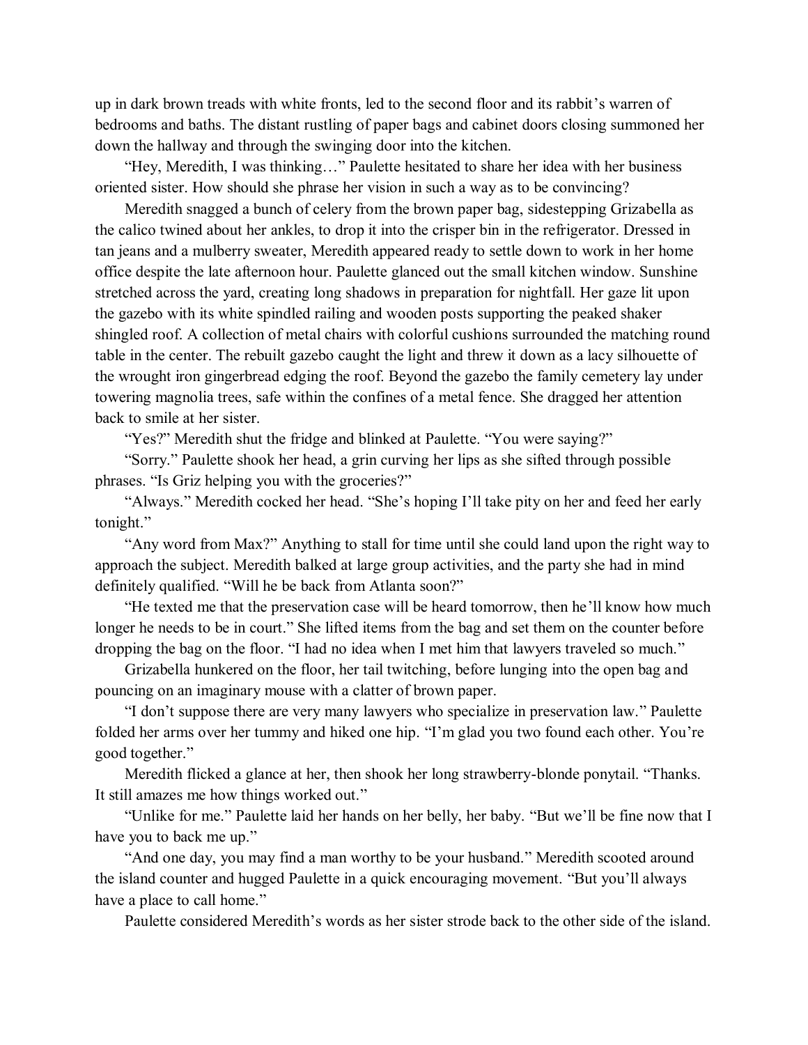up in dark brown treads with white fronts, led to the second floor and its rabbit's warren of bedrooms and baths. The distant rustling of paper bags and cabinet doors closing summoned her down the hallway and through the swinging door into the kitchen.

"Hey, Meredith, I was thinking…" Paulette hesitated to share her idea with her business oriented sister. How should she phrase her vision in such a way as to be convincing?

Meredith snagged a bunch of celery from the brown paper bag, sidestepping Grizabella as the calico twined about her ankles, to drop it into the crisper bin in the refrigerator. Dressed in tan jeans and a mulberry sweater, Meredith appeared ready to settle down to work in her home office despite the late afternoon hour. Paulette glanced out the small kitchen window. Sunshine stretched across the yard, creating long shadows in preparation for nightfall. Her gaze lit upon the gazebo with its white spindled railing and wooden posts supporting the peaked shaker shingled roof. A collection of metal chairs with colorful cushions surrounded the matching round table in the center. The rebuilt gazebo caught the light and threw it down as a lacy silhouette of the wrought iron gingerbread edging the roof. Beyond the gazebo the family cemetery lay under towering magnolia trees, safe within the confines of a metal fence. She dragged her attention back to smile at her sister.

"Yes?" Meredith shut the fridge and blinked at Paulette. "You were saying?"

"Sorry." Paulette shook her head, a grin curving her lips as she sifted through possible phrases. "Is Griz helping you with the groceries?"

"Always." Meredith cocked her head. "She's hoping I'll take pity on her and feed her early tonight."

"Any word from Max?" Anything to stall for time until she could land upon the right way to approach the subject. Meredith balked at large group activities, and the party she had in mind definitely qualified. "Will he be back from Atlanta soon?"

"He texted me that the preservation case will be heard tomorrow, then he'll know how much longer he needs to be in court." She lifted items from the bag and set them on the counter before dropping the bag on the floor. "I had no idea when I met him that lawyers traveled so much."

Grizabella hunkered on the floor, her tail twitching, before lunging into the open bag and pouncing on an imaginary mouse with a clatter of brown paper.

"I don't suppose there are very many lawyers who specialize in preservation law." Paulette folded her arms over her tummy and hiked one hip. "I'm glad you two found each other. You're good together."

Meredith flicked a glance at her, then shook her long strawberry-blonde ponytail. "Thanks. It still amazes me how things worked out."

"Unlike for me." Paulette laid her hands on her belly, her baby. "But we'll be fine now that I have you to back me up."

"And one day, you may find a man worthy to be your husband." Meredith scooted around the island counter and hugged Paulette in a quick encouraging movement. "But you'll always have a place to call home."

Paulette considered Meredith's words as her sister strode back to the other side of the island.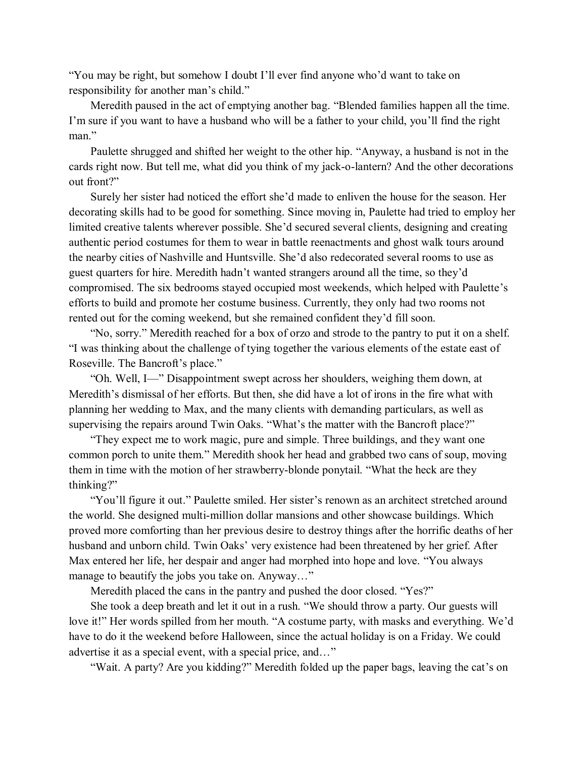"You may be right, but somehow I doubt I'll ever find anyone who'd want to take on responsibility for another man's child."

Meredith paused in the act of emptying another bag. "Blended families happen all the time. I'm sure if you want to have a husband who will be a father to your child, you'll find the right man."

Paulette shrugged and shifted her weight to the other hip. "Anyway, a husband is not in the cards right now. But tell me, what did you think of my jack-o-lantern? And the other decorations out front?"

Surely her sister had noticed the effort she'd made to enliven the house for the season. Her decorating skills had to be good for something. Since moving in, Paulette had tried to employ her limited creative talents wherever possible. She'd secured several clients, designing and creating authentic period costumes for them to wear in battle reenactments and ghost walk tours around the nearby cities of Nashville and Huntsville. She'd also redecorated several rooms to use as guest quarters for hire. Meredith hadn't wanted strangers around all the time, so they'd compromised. The six bedrooms stayed occupied most weekends, which helped with Paulette's efforts to build and promote her costume business. Currently, they only had two rooms not rented out for the coming weekend, but she remained confident they'd fill soon.

"No, sorry." Meredith reached for a box of orzo and strode to the pantry to put it on a shelf. "I was thinking about the challenge of tying together the various elements of the estate east of Roseville. The Bancroft's place."

"Oh. Well, I—" Disappointment swept across her shoulders, weighing them down, at Meredith's dismissal of her efforts. But then, she did have a lot of irons in the fire what with planning her wedding to Max, and the many clients with demanding particulars, as well as supervising the repairs around Twin Oaks. "What's the matter with the Bancroft place?"

"They expect me to work magic, pure and simple. Three buildings, and they want one common porch to unite them." Meredith shook her head and grabbed two cans of soup, moving them in time with the motion of her strawberry-blonde ponytail. "What the heck are they thinking?"

"You'll figure it out." Paulette smiled. Her sister's renown as an architect stretched around the world. She designed multi-million dollar mansions and other showcase buildings. Which proved more comforting than her previous desire to destroy things after the horrific deaths of her husband and unborn child. Twin Oaks' very existence had been threatened by her grief. After Max entered her life, her despair and anger had morphed into hope and love. "You always manage to beautify the jobs you take on. Anyway…"

Meredith placed the cans in the pantry and pushed the door closed. "Yes?"

She took a deep breath and let it out in a rush. "We should throw a party. Our guests will love it!" Her words spilled from her mouth. "A costume party, with masks and everything. We'd have to do it the weekend before Halloween, since the actual holiday is on a Friday. We could advertise it as a special event, with a special price, and…"

"Wait. A party? Are you kidding?" Meredith folded up the paper bags, leaving the cat's on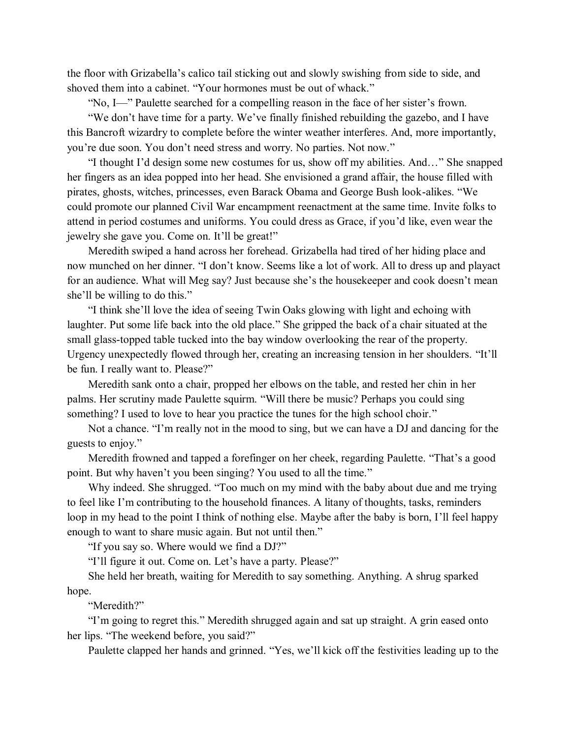the floor with Grizabella's calico tail sticking out and slowly swishing from side to side, and shoved them into a cabinet. "Your hormones must be out of whack."

"No, I—" Paulette searched for a compelling reason in the face of her sister's frown.

"We don't have time for a party. We've finally finished rebuilding the gazebo, and I have this Bancroft wizardry to complete before the winter weather interferes. And, more importantly, you're due soon. You don't need stress and worry. No parties. Not now."

"I thought I'd design some new costumes for us, show off my abilities. And…" She snapped her fingers as an idea popped into her head. She envisioned a grand affair, the house filled with pirates, ghosts, witches, princesses, even Barack Obama and George Bush look-alikes. "We could promote our planned Civil War encampment reenactment at the same time. Invite folks to attend in period costumes and uniforms. You could dress as Grace, if you'd like, even wear the jewelry she gave you. Come on. It'll be great!"

Meredith swiped a hand across her forehead. Grizabella had tired of her hiding place and now munched on her dinner. "I don't know. Seems like a lot of work. All to dress up and playact for an audience. What will Meg say? Just because she's the housekeeper and cook doesn't mean she'll be willing to do this."

"I think she'll love the idea of seeing Twin Oaks glowing with light and echoing with laughter. Put some life back into the old place." She gripped the back of a chair situated at the small glass-topped table tucked into the bay window overlooking the rear of the property. Urgency unexpectedly flowed through her, creating an increasing tension in her shoulders. "It'll be fun. I really want to. Please?"

Meredith sank onto a chair, propped her elbows on the table, and rested her chin in her palms. Her scrutiny made Paulette squirm. "Will there be music? Perhaps you could sing something? I used to love to hear you practice the tunes for the high school choir."

Not a chance. "I'm really not in the mood to sing, but we can have a DJ and dancing for the guests to enjoy."

Meredith frowned and tapped a forefinger on her cheek, regarding Paulette. "That's a good point. But why haven't you been singing? You used to all the time."

Why indeed. She shrugged. "Too much on my mind with the baby about due and me trying to feel like I'm contributing to the household finances. A litany of thoughts, tasks, reminders loop in my head to the point I think of nothing else. Maybe after the baby is born, I'll feel happy enough to want to share music again. But not until then."

"If you say so. Where would we find a DJ?"

"I'll figure it out. Come on. Let's have a party. Please?"

She held her breath, waiting for Meredith to say something. Anything. A shrug sparked hope.

"Meredith?"

"I'm going to regret this." Meredith shrugged again and sat up straight. A grin eased onto her lips. "The weekend before, you said?"

Paulette clapped her hands and grinned. "Yes, we'll kick off the festivities leading up to the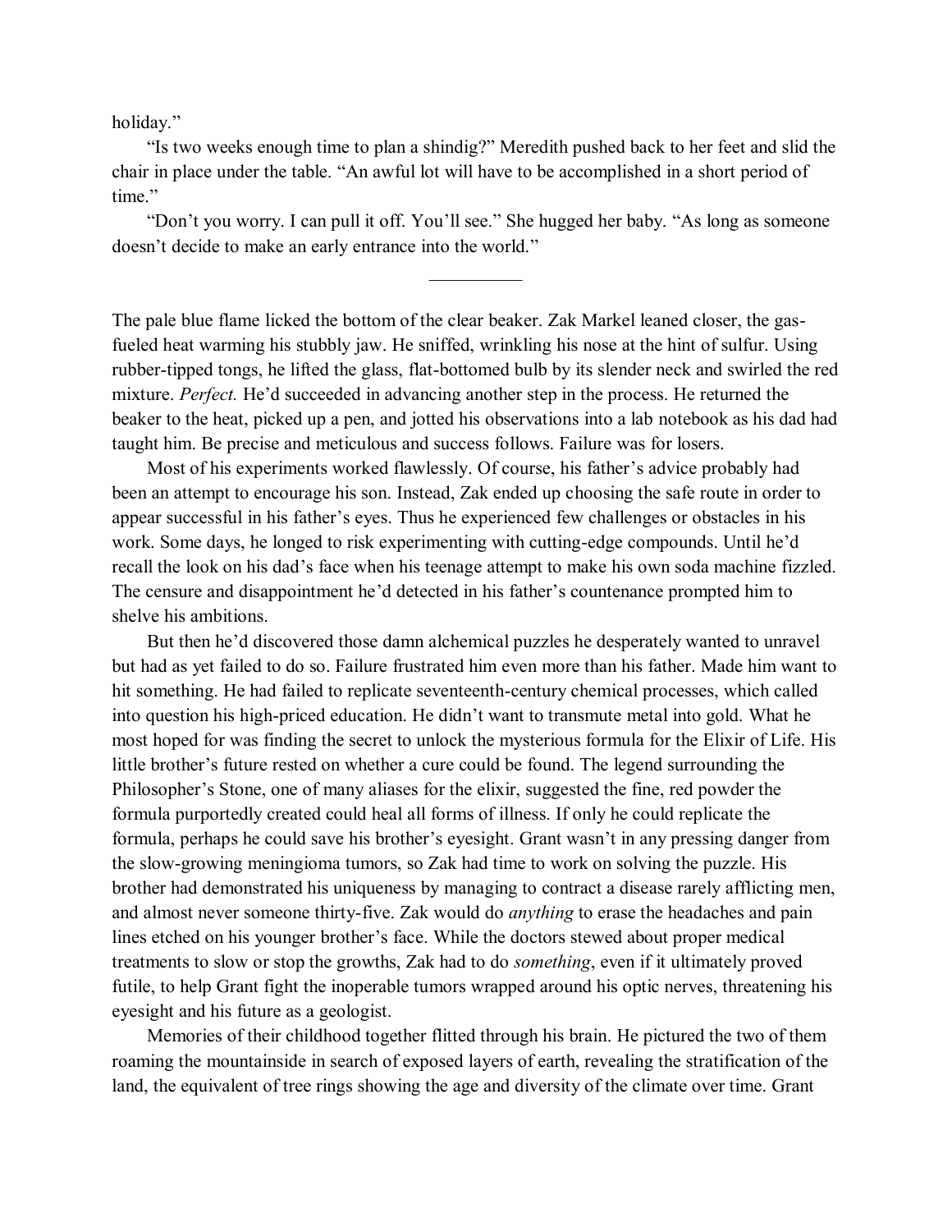holiday."

"Is two weeks enough time to plan a shindig?" Meredith pushed back to her feet and slid the chair in place under the table. "An awful lot will have to be accomplished in a short period of time."

"Don't you worry. I can pull it off. You'll see." She hugged her baby. "As long as someone doesn't decide to make an early entrance into the world."

---

The pale blue flame licked the bottom of the clear beaker. Zak Markel leaned closer, the gas-fueled heat warming his stubbly jaw. He sniffed, wrinkling his nose at the hint of sulfur. Using rubber-tipped tongs, he lifted the glass, flat-bottomed bulb by its slender neck and swirled the red mixture. *Perfect.* He'd succeeded in advancing another step in the process. He returned the beaker to the heat, picked up a pen, and jotted his observations into a lab notebook as his dad had taught him. Be precise and meticulous and success follows. Failure was for losers.

Most of his experiments worked flawlessly. Of course, his father's advice probably had been an attempt to encourage his son. Instead, Zak ended up choosing the safe route in order to appear successful in his father's eyes. Thus he experienced few challenges or obstacles in his work. Some days, he longed to risk experimenting with cutting-edge compounds. Until he'd recall the look on his dad's face when his teenage attempt to make his own soda machine fizzled. The censure and disappointment he'd detected in his father's countenance prompted him to shelve his ambitions.

But then he'd discovered those damn alchemical puzzles he desperately wanted to unravel but had as yet failed to do so. Failure frustrated him even more than his father. Made him want to hit something. He had failed to replicate seventeenth-century chemical processes, which called into question his high-priced education. He didn't want to transmute metal into gold. What he most hoped for was finding the secret to unlock the mysterious formula for the Elixir of Life. His little brother's future rested on whether a cure could be found. The legend surrounding the Philosopher's Stone, one of many aliases for the elixir, suggested the fine, red powder the formula purportedly created could heal all forms of illness. If only he could replicate the formula, perhaps he could save his brother's eyesight. Grant wasn't in any pressing danger from the slow-growing meningioma tumors, so Zak had time to work on solving the puzzle. His brother had demonstrated his uniqueness by managing to contract a disease rarely afflicting men, and almost never someone thirty-five. Zak would do *anything* to erase the headaches and pain lines etched on his younger brother's face. While the doctors stewed about proper medical treatments to slow or stop the growths, Zak had to do *something*, even if it ultimately proved futile, to help Grant fight the inoperable tumors wrapped around his optic nerves, threatening his eyesight and his future as a geologist.

Memories of their childhood together flitted through his brain. He pictured the two of them roaming the mountainside in search of exposed layers of earth, revealing the stratification of the land, the equivalent of tree rings showing the age and diversity of the climate over time. Grant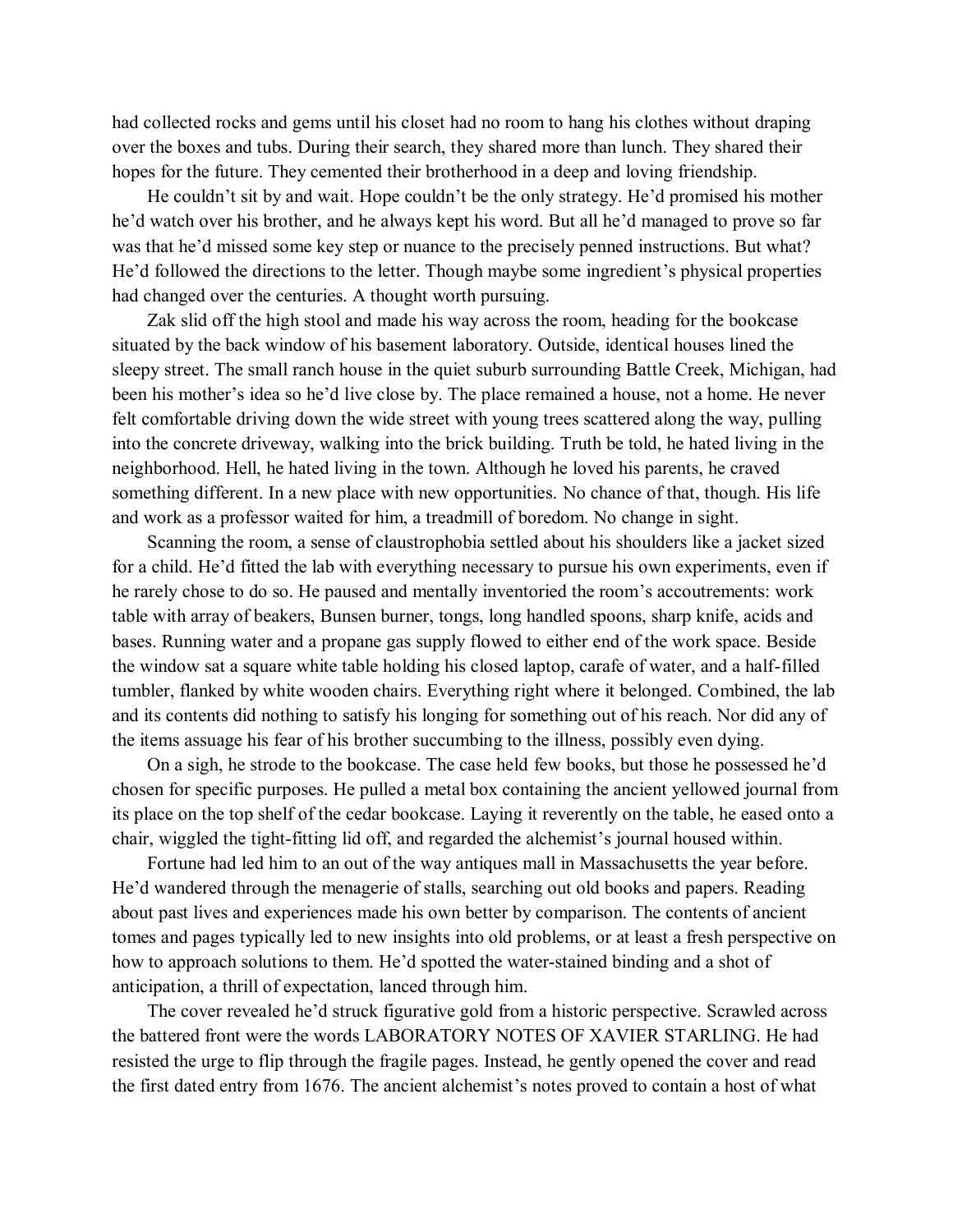had collected rocks and gems until his closet had no room to hang his clothes without draping over the boxes and tubs. During their search, they shared more than lunch. They shared their hopes for the future. They cemented their brotherhood in a deep and loving friendship.

He couldn't sit by and wait. Hope couldn't be the only strategy. He'd promised his mother he'd watch over his brother, and he always kept his word. But all he'd managed to prove so far was that he'd missed some key step or nuance to the precisely penned instructions. But what? He'd followed the directions to the letter. Though maybe some ingredient's physical properties had changed over the centuries. A thought worth pursuing.

Zak slid off the high stool and made his way across the room, heading for the bookcase situated by the back window of his basement laboratory. Outside, identical houses lined the sleepy street. The small ranch house in the quiet suburb surrounding Battle Creek, Michigan, had been his mother's idea so he'd live close by. The place remained a house, not a home. He never felt comfortable driving down the wide street with young trees scattered along the way, pulling into the concrete driveway, walking into the brick building. Truth be told, he hated living in the neighborhood. Hell, he hated living in the town. Although he loved his parents, he craved something different. In a new place with new opportunities. No chance of that, though. His life and work as a professor waited for him, a treadmill of boredom. No change in sight.

Scanning the room, a sense of claustrophobia settled about his shoulders like a jacket sized for a child. He'd fitted the lab with everything necessary to pursue his own experiments, even if he rarely chose to do so. He paused and mentally inventoried the room's accoutrements: work table with array of beakers, Bunsen burner, tongs, long handled spoons, sharp knife, acids and bases. Running water and a propane gas supply flowed to either end of the work space. Beside the window sat a square white table holding his closed laptop, carafe of water, and a half-filled tumbler, flanked by white wooden chairs. Everything right where it belonged. Combined, the lab and its contents did nothing to satisfy his longing for something out of his reach. Nor did any of the items assuage his fear of his brother succumbing to the illness, possibly even dying.

On a sigh, he strode to the bookcase. The case held few books, but those he possessed he'd chosen for specific purposes. He pulled a metal box containing the ancient yellowed journal from its place on the top shelf of the cedar bookcase. Laying it reverently on the table, he eased onto a chair, wiggled the tight-fitting lid off, and regarded the alchemist's journal housed within.

Fortune had led him to an out of the way antiques mall in Massachusetts the year before. He'd wandered through the menagerie of stalls, searching out old books and papers. Reading about past lives and experiences made his own better by comparison. The contents of ancient tomes and pages typically led to new insights into old problems, or at least a fresh perspective on how to approach solutions to them. He'd spotted the water-stained binding and a shot of anticipation, a thrill of expectation, lanced through him.

The cover revealed he'd struck figurative gold from a historic perspective. Scrawled across the battered front were the words LABORATORY NOTES OF XAVIER STARLING. He had resisted the urge to flip through the fragile pages. Instead, he gently opened the cover and read the first dated entry from 1676. The ancient alchemist's notes proved to contain a host of what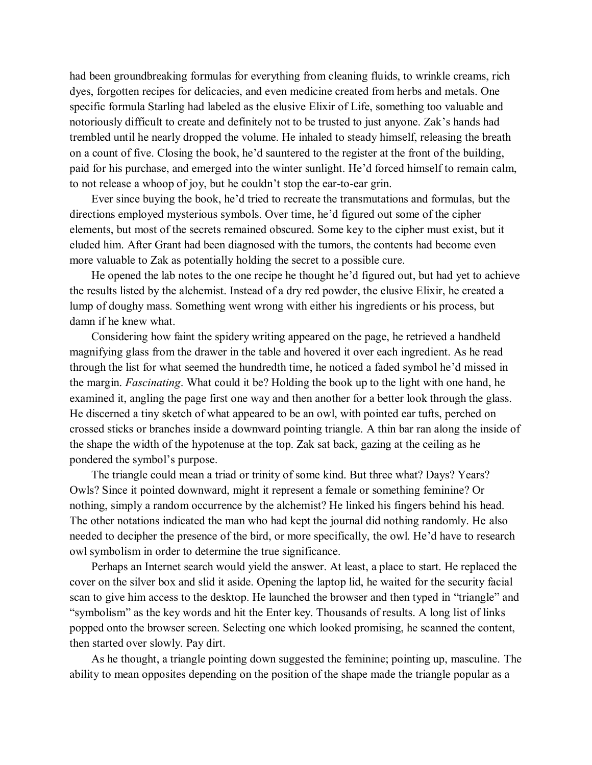had been groundbreaking formulas for everything from cleaning fluids, to wrinkle creams, rich dyes, forgotten recipes for delicacies, and even medicine created from herbs and metals. One specific formula Starling had labeled as the elusive Elixir of Life, something too valuable and notoriously difficult to create and definitely not to be trusted to just anyone. Zak's hands had trembled until he nearly dropped the volume. He inhaled to steady himself, releasing the breath on a count of five. Closing the book, he'd sauntered to the register at the front of the building, paid for his purchase, and emerged into the winter sunlight. He'd forced himself to remain calm, to not release a whoop of joy, but he couldn't stop the ear-to-ear grin.

Ever since buying the book, he'd tried to recreate the transmutations and formulas, but the directions employed mysterious symbols. Over time, he'd figured out some of the cipher elements, but most of the secrets remained obscured. Some key to the cipher must exist, but it eluded him. After Grant had been diagnosed with the tumors, the contents had become even more valuable to Zak as potentially holding the secret to a possible cure.

He opened the lab notes to the one recipe he thought he'd figured out, but had yet to achieve the results listed by the alchemist. Instead of a dry red powder, the elusive Elixir, he created a lump of doughy mass. Something went wrong with either his ingredients or his process, but damn if he knew what.

Considering how faint the spidery writing appeared on the page, he retrieved a handheld magnifying glass from the drawer in the table and hovered it over each ingredient. As he read through the list for what seemed the hundredth time, he noticed a faded symbol he'd missed in the margin. *Fascinating*. What could it be? Holding the book up to the light with one hand, he examined it, angling the page first one way and then another for a better look through the glass. He discerned a tiny sketch of what appeared to be an owl, with pointed ear tufts, perched on crossed sticks or branches inside a downward pointing triangle. A thin bar ran along the inside of the shape the width of the hypotenuse at the top. Zak sat back, gazing at the ceiling as he pondered the symbol's purpose.

The triangle could mean a triad or trinity of some kind. But three what? Days? Years? Owls? Since it pointed downward, might it represent a female or something feminine? Or nothing, simply a random occurrence by the alchemist? He linked his fingers behind his head. The other notations indicated the man who had kept the journal did nothing randomly. He also needed to decipher the presence of the bird, or more specifically, the owl. He'd have to research owl symbolism in order to determine the true significance.

Perhaps an Internet search would yield the answer. At least, a place to start. He replaced the cover on the silver box and slid it aside. Opening the laptop lid, he waited for the security facial scan to give him access to the desktop. He launched the browser and then typed in "triangle" and "symbolism" as the key words and hit the Enter key. Thousands of results. A long list of links popped onto the browser screen. Selecting one which looked promising, he scanned the content, then started over slowly. Pay dirt.

As he thought, a triangle pointing down suggested the feminine; pointing up, masculine. The ability to mean opposites depending on the position of the shape made the triangle popular as a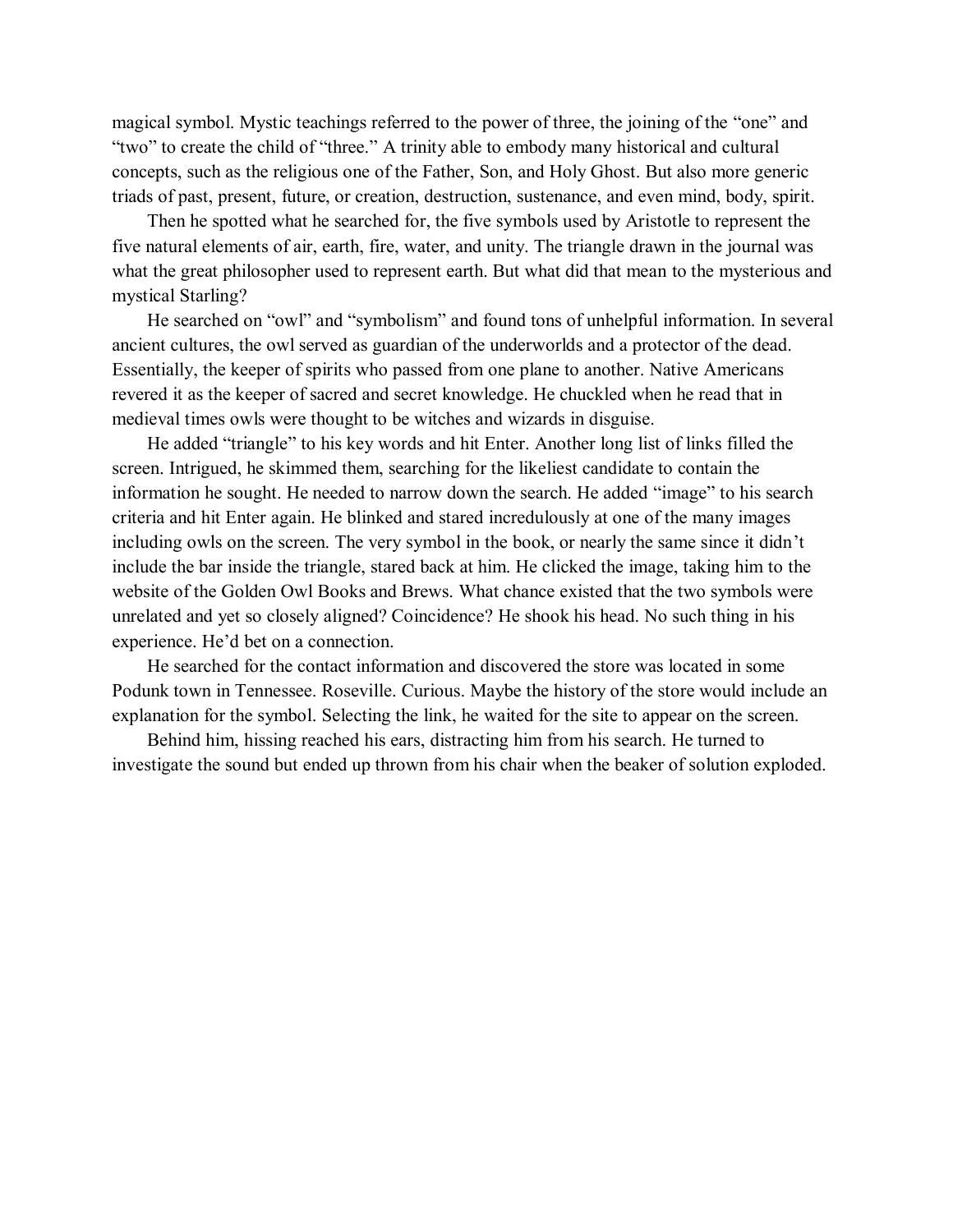magical symbol. Mystic teachings referred to the power of three, the joining of the "one" and "two" to create the child of "three." A trinity able to embody many historical and cultural concepts, such as the religious one of the Father, Son, and Holy Ghost. But also more generic triads of past, present, future, or creation, destruction, sustenance, and even mind, body, spirit.

Then he spotted what he searched for, the five symbols used by Aristotle to represent the five natural elements of air, earth, fire, water, and unity. The triangle drawn in the journal was what the great philosopher used to represent earth. But what did that mean to the mysterious and mystical Starling?

He searched on "owl" and "symbolism" and found tons of unhelpful information. In several ancient cultures, the owl served as guardian of the underworlds and a protector of the dead. Essentially, the keeper of spirits who passed from one plane to another. Native Americans revered it as the keeper of sacred and secret knowledge. He chuckled when he read that in medieval times owls were thought to be witches and wizards in disguise.

He added "triangle" to his key words and hit Enter. Another long list of links filled the screen. Intrigued, he skimmed them, searching for the likeliest candidate to contain the information he sought. He needed to narrow down the search. He added "image" to his search criteria and hit Enter again. He blinked and stared incredulously at one of the many images including owls on the screen. The very symbol in the book, or nearly the same since it didn't include the bar inside the triangle, stared back at him. He clicked the image, taking him to the website of the Golden Owl Books and Brews. What chance existed that the two symbols were unrelated and yet so closely aligned? Coincidence? He shook his head. No such thing in his experience. He'd bet on a connection.

He searched for the contact information and discovered the store was located in some Podunk town in Tennessee. Roseville. Curious. Maybe the history of the store would include an explanation for the symbol. Selecting the link, he waited for the site to appear on the screen.

Behind him, hissing reached his ears, distracting him from his search. He turned to investigate the sound but ended up thrown from his chair when the beaker of solution exploded.